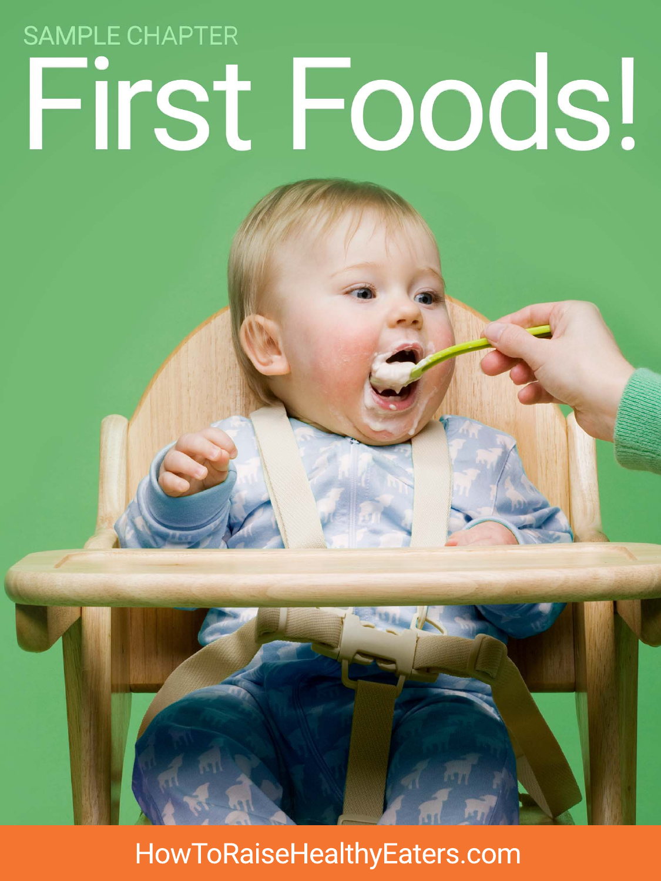SAMPLE CHAPTER

# First Foods!

HowToRaiseHealthyEaters.com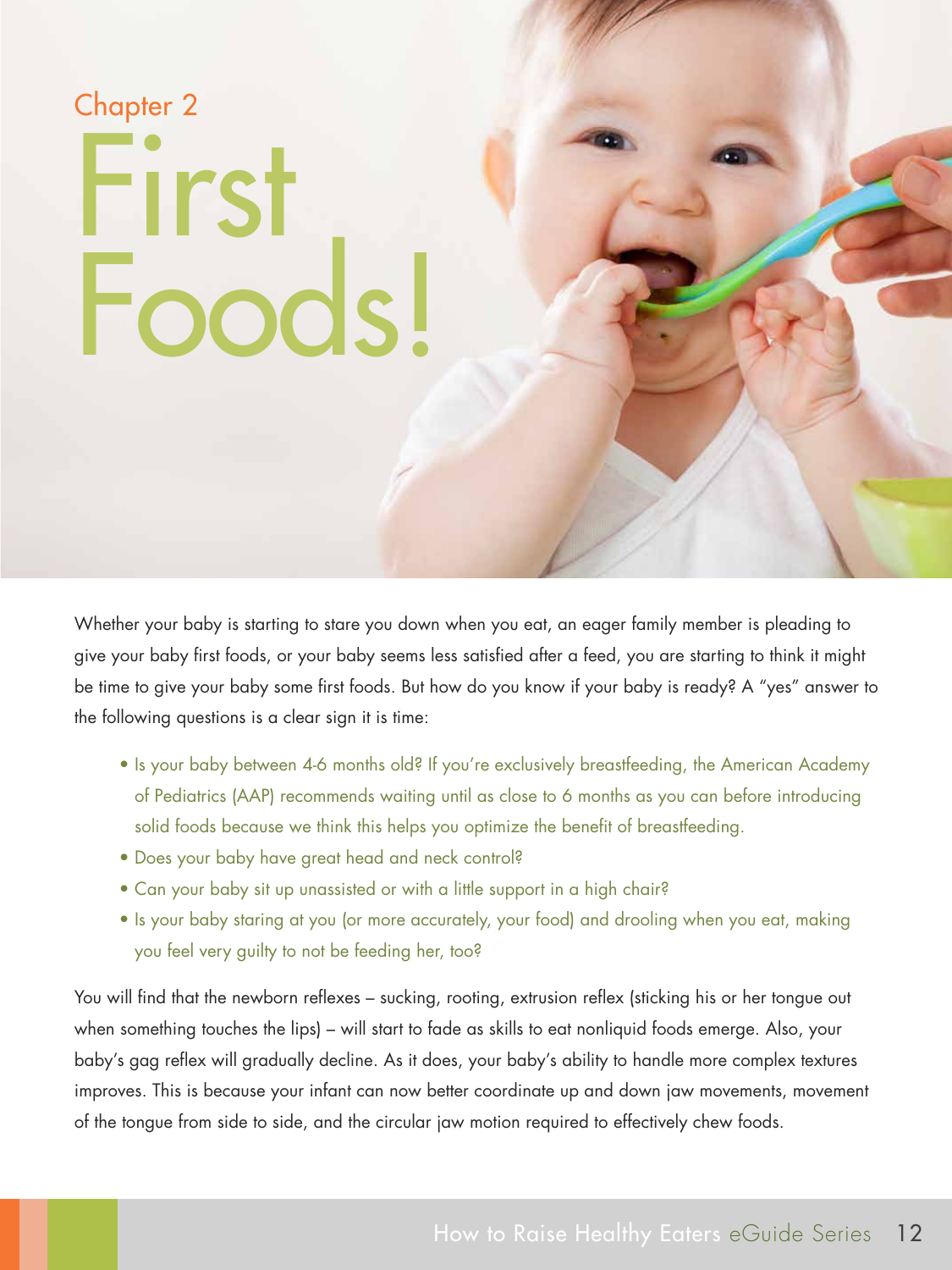Chapter 2

# First Foods!

Whether your baby is starting to stare you down when you eat, an eager family member is pleading to give your baby first foods, or your baby seems less satisfied after a feed, you are starting to think it might be time to give your baby some first foods. But how do you know if your baby is ready? A "yes" answer to the following questions is a clear sign it is time:

- Is your baby between 4-6 months old? If you're exclusively breastfeeding, the American Academy of Pediatrics (AAP) recommends waiting until as close to 6 months as you can before introducing solid foods because we think this helps you optimize the benefit of breastfeeding.
- Does your baby have great head and neck control?
- Can your baby sit up unassisted or with a little support in a high chair?
- Is your baby staring at you (or more accurately, your food) and drooling when you eat, making you feel very guilty to not be feeding her, too?

You will find that the newborn reflexes – sucking, rooting, extrusion reflex (sticking his or her tongue out when something touches the lips) – will start to fade as skills to eat nonliquid foods emerge. Also, your baby's gag reflex will gradually decline. As it does, your baby's ability to handle more complex textures improves. This is because your infant can now better coordinate up and down jaw movements, movement of the tongue from side to side, and the circular jaw motion required to effectively chew foods.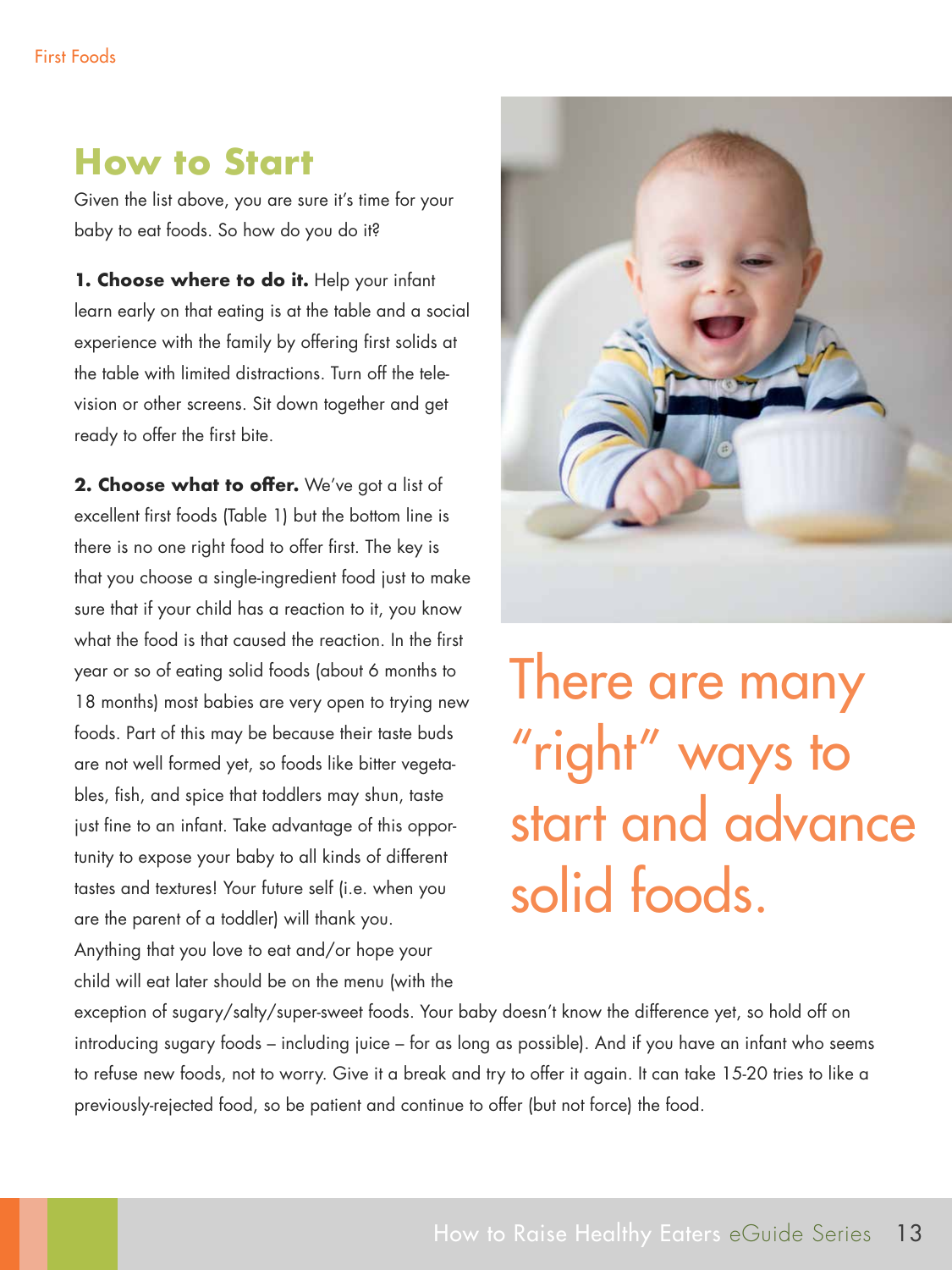## How to Start

Given the list above, you are sure it's time for your baby to eat foods. So how do you do it?

**1. Choose where to do it.** Help your infant learn early on that eating is at the table and a social experience with the family by offering first solids at the table with limited distractions. Turn off the television or other screens. Sit down together and get ready to offer the first bite.

**2. Choose what to offer.** We've got a list of excellent first foods (Table 1) but the bottom line is there is no one right food to offer first. The key is that you choose a single-ingredient food just to make sure that if your child has a reaction to it, you know what the food is that caused the reaction. In the first year or so of eating solid foods (about 6 months to 18 months) most babies are very open to trying new foods. Part of this may be because their taste buds are not well formed yet, so foods like bitter vegetables, fish, and spice that toddlers may shun, taste just fine to an infant. Take advantage of this opportunity to expose your baby to all kinds of different tastes and textures! Your future self (i.e. when you are the parent of a toddler) will thank you. Anything that you love to eat and/or hope your child will eat later should be on the menu (with the exception of sugary/salty/super-sweet foods. Your baby doesn't know the difference yet, so hold off on introducing sugary foods – including juice – for as long as possible). And if you have an infant who seems to refuse new foods, not to worry. Give it a break and try to offer it again. It can take 15-20 tries to like a previously-rejected food, so be patient and continue to offer (but not force) the food.

There are many "right" ways to start and advance solid foods.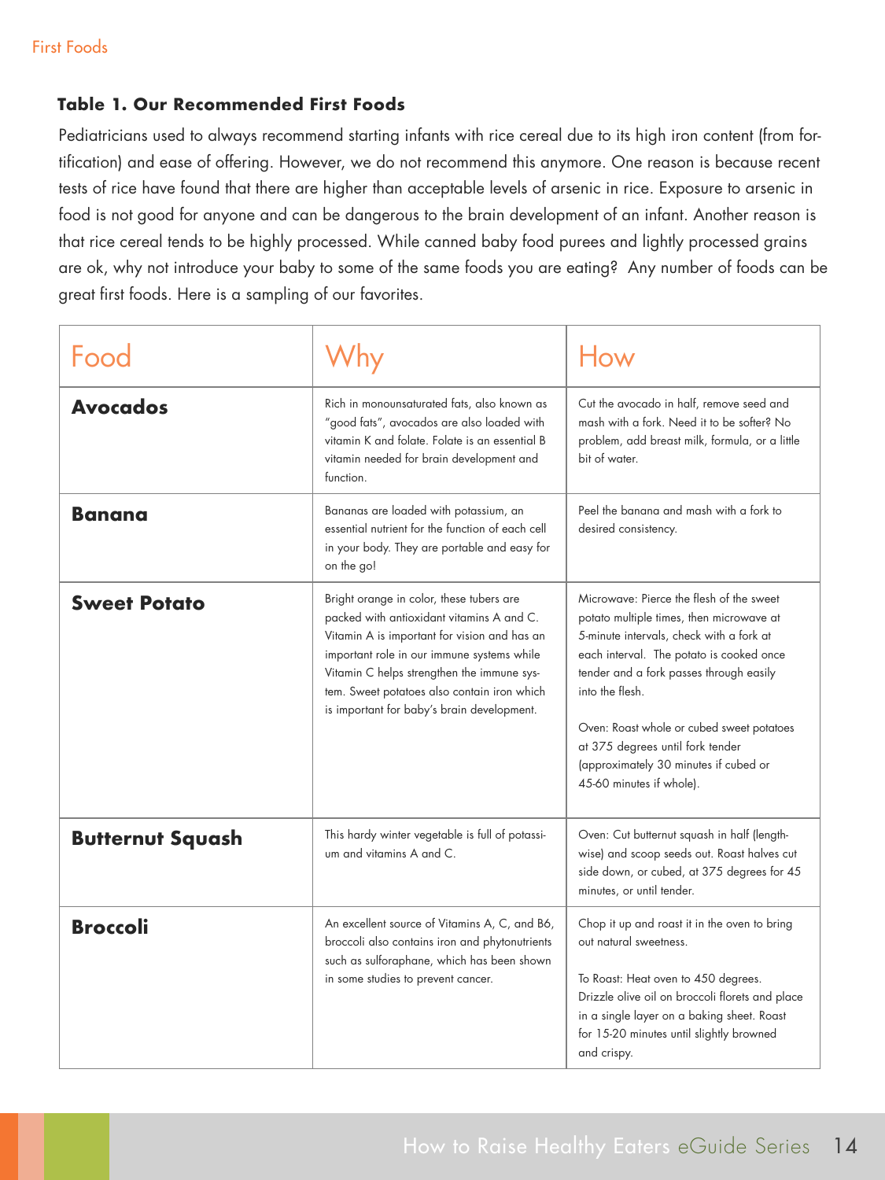### Table 1. Our Recommended First Foods

Pediatricians used to always recommend starting infants with rice cereal due to its high iron content (from fortification) and ease of offering. However, we do not recommend this anymore. One reason is because recent tests of rice have found that there are higher than acceptable levels of arsenic in rice. Exposure to arsenic in food is not good for anyone and can be dangerous to the brain development of an infant. Another reason is that rice cereal tends to be highly processed. While canned baby food purees and lightly processed grains are ok, why not introduce your baby to some of the same foods you are eating? Any number of foods can be great first foods. Here is a sampling of our favorites.

| Food | Why | How |
|---|---|---|
| **Avocados** | Rich in monounsaturated fats, also known as "good fats", avocados are also loaded with vitamin K and folate. Folate is an essential B vitamin needed for brain development and function. | Cut the avocado in half, remove seed and mash with a fork. Need it to be softer? No problem, add breast milk, formula, or a little bit of water. |
| **Banana** | Bananas are loaded with potassium, an essential nutrient for the function of each cell in your body. They are portable and easy for on the go! | Peel the banana and mash with a fork to desired consistency. |
| **Sweet Potato** | Bright orange in color, these tubers are packed with antioxidant vitamins A and C. Vitamin A is important for vision and has an important role in our immune systems while Vitamin C helps strengthen the immune system. Sweet potatoes also contain iron which is important for baby's brain development. | Microwave: Pierce the flesh of the sweet potato multiple times, then microwave at 5-minute intervals, check with a fork at each interval. The potato is cooked once tender and a fork passes through easily into the flesh.<br><br>Oven: Roast whole or cubed sweet potatoes at 375 degrees until fork tender (approximately 30 minutes if cubed or 45-60 minutes if whole). |
| **Butternut Squash** | This hardy winter vegetable is full of potassium and vitamins A and C. | Oven: Cut butternut squash in half (lengthwise) and scoop seeds out. Roast halves cut side down, or cubed, at 375 degrees for 45 minutes, or until tender. |
| **Broccoli** | An excellent source of Vitamins A, C, and B6, broccoli also contains iron and phytonutrients such as sulforaphane, which has been shown in some studies to prevent cancer. | Chop it up and roast it in the oven to bring out natural sweetness.<br><br>To Roast: Heat oven to 450 degrees. Drizzle olive oil on broccoli florets and place in a single layer on a baking sheet. Roast for 15-20 minutes until slightly browned and crispy. |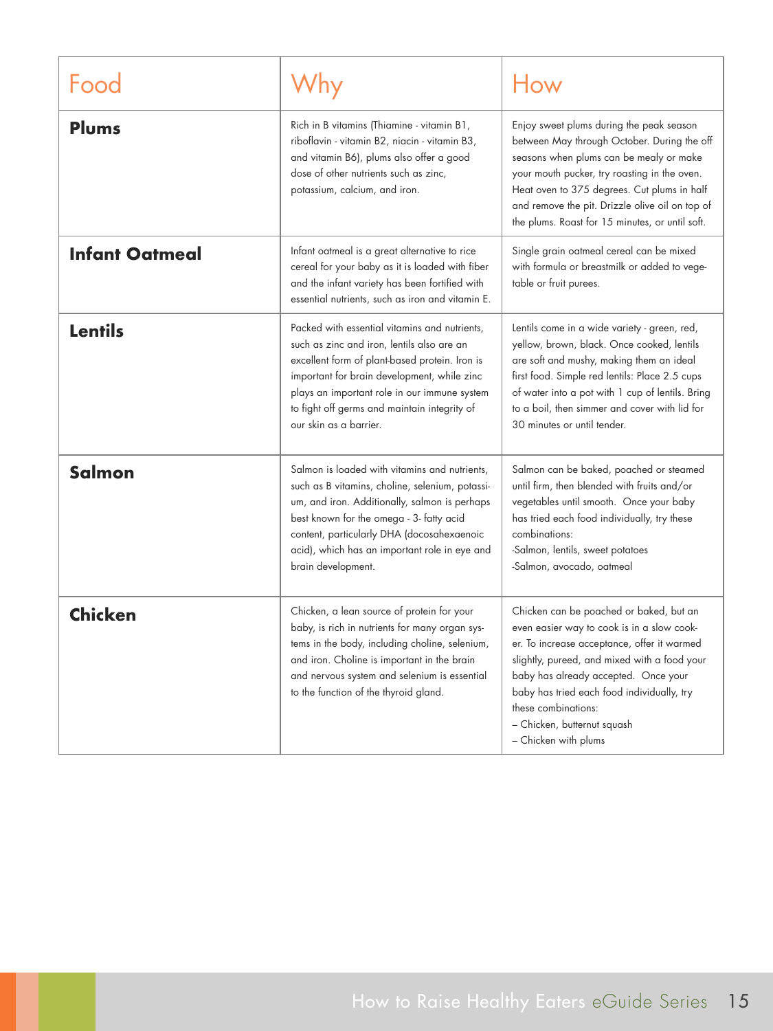| Food | Why | How |
|---|---|---|
| **Plums** | Rich in B vitamins (Thiamine - vitamin B1, riboflavin - vitamin B2, niacin - vitamin B3, and vitamin B6), plums also offer a good dose of other nutrients such as zinc, potassium, calcium, and iron. | Enjoy sweet plums during the peak season between May through October. During the off seasons when plums can be mealy or make your mouth pucker, try roasting in the oven. Heat oven to 375 degrees. Cut plums in half and remove the pit. Drizzle olive oil on top of the plums. Roast for 15 minutes, or until soft. |
| **Infant Oatmeal** | Infant oatmeal is a great alternative to rice cereal for your baby as it is loaded with fiber and the infant variety has been fortified with essential nutrients, such as iron and vitamin E. | Single grain oatmeal cereal can be mixed with formula or breastmilk or added to vegetable or fruit purees. |
| **Lentils** | Packed with essential vitamins and nutrients, such as zinc and iron, lentils also are an excellent form of plant-based protein. Iron is important for brain development, while zinc plays an important role in our immune system to fight off germs and maintain integrity of our skin as a barrier. | Lentils come in a wide variety - green, red, yellow, brown, black. Once cooked, lentils are soft and mushy, making them an ideal first food. Simple red lentils: Place 2.5 cups of water into a pot with 1 cup of lentils. Bring to a boil, then simmer and cover with lid for 30 minutes or until tender. |
| **Salmon** | Salmon is loaded with vitamins and nutrients, such as B vitamins, choline, selenium, potassium, and iron. Additionally, salmon is perhaps best known for the omega - 3- fatty acid content, particularly DHA (docosahexaenoic acid), which has an important role in eye and brain development. | Salmon can be baked, poached or steamed until firm, then blended with fruits and/or vegetables until smooth. Once your baby has tried each food individually, try these combinations:<br>-Salmon, lentils, sweet potatoes<br>-Salmon, avocado, oatmeal |
| **Chicken** | Chicken, a lean source of protein for your baby, is rich in nutrients for many organ systems in the body, including choline, selenium, and iron. Choline is important in the brain and nervous system and selenium is essential to the function of the thyroid gland. | Chicken can be poached or baked, but an even easier way to cook is in a slow cooker. To increase acceptance, offer it warmed slightly, pureed, and mixed with a food your baby has already accepted. Once your baby has tried each food individually, try these combinations:<br>– Chicken, butternut squash<br>– Chicken with plums |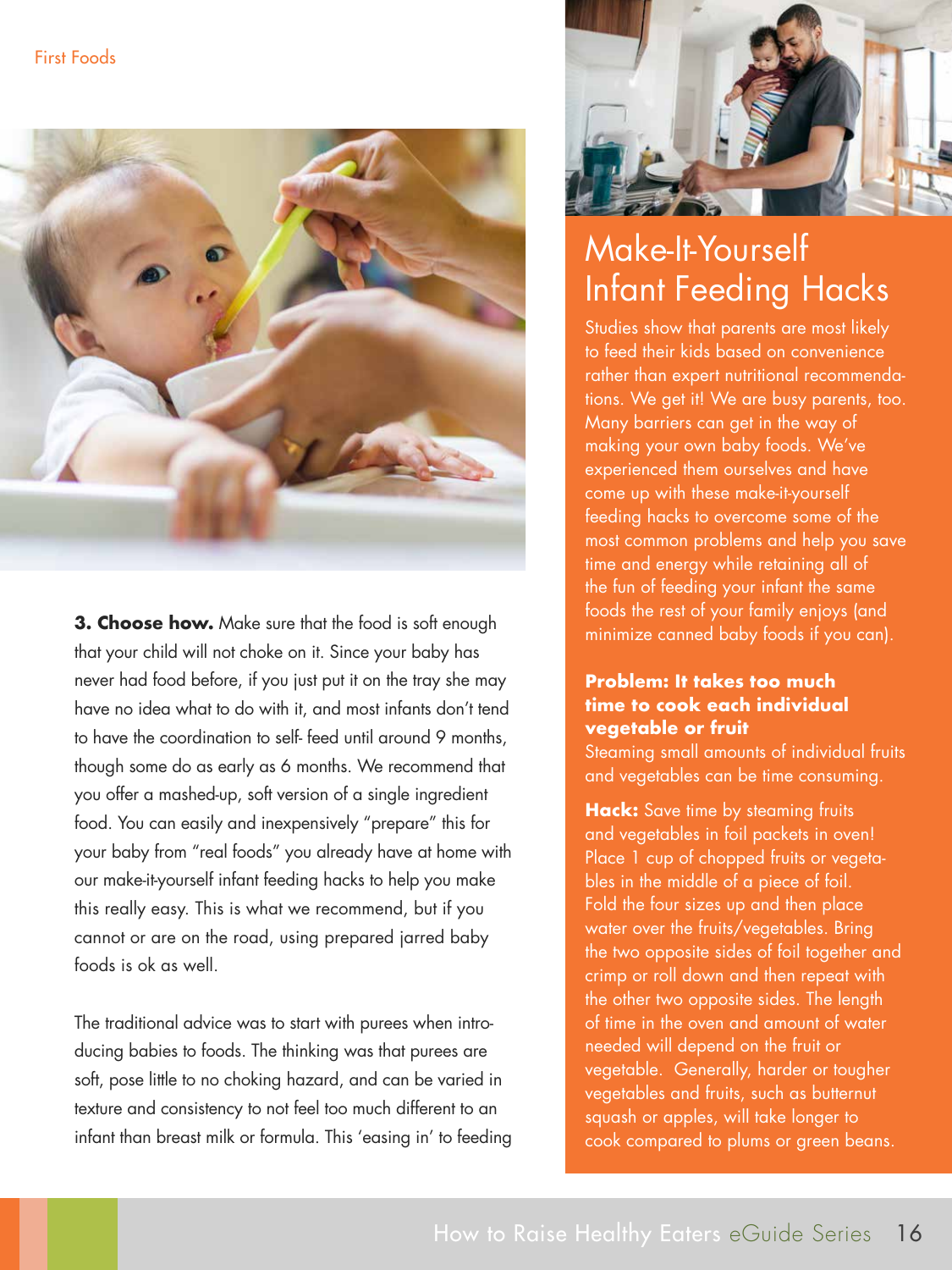**3. Choose how.** Make sure that the food is soft enough that your child will not choke on it. Since your baby has never had food before, if you just put it on the tray she may have no idea what to do with it, and most infants don't tend to have the coordination to self- feed until around 9 months, though some do as early as 6 months. We recommend that you offer a mashed-up, soft version of a single ingredient food. You can easily and inexpensively "prepare" this for your baby from "real foods" you already have at home with our make-it-yourself infant feeding hacks to help you make this really easy. This is what we recommend, but if you cannot or are on the road, using prepared jarred baby foods is ok as well.

The traditional advice was to start with purees when introducing babies to foods. The thinking was that purees are soft, pose little to no choking hazard, and can be varied in texture and consistency to not feel too much different to an infant than breast milk or formula. This 'easing in' to feeding

## Make-It-Yourself Infant Feeding Hacks

Studies show that parents are most likely to feed their kids based on convenience rather than expert nutritional recommendations. We get it! We are busy parents, too. Many barriers can get in the way of making your own baby foods. We've experienced them ourselves and have come up with these make-it-yourself feeding hacks to overcome some of the most common problems and help you save time and energy while retaining all of the fun of feeding your infant the same foods the rest of your family enjoys (and minimize canned baby foods if you can).

**Problem: It takes too much time to cook each individual vegetable or fruit**

Steaming small amounts of individual fruits and vegetables can be time consuming.

**Hack:** Save time by steaming fruits and vegetables in foil packets in oven! Place 1 cup of chopped fruits or vegetables in the middle of a piece of foil. Fold the four sizes up and then place water over the fruits/vegetables. Bring the two opposite sides of foil together and crimp or roll down and then repeat with the other two opposite sides. The length of time in the oven and amount of water needed will depend on the fruit or vegetable. Generally, harder or tougher vegetables and fruits, such as butternut squash or apples, will take longer to cook compared to plums or green beans.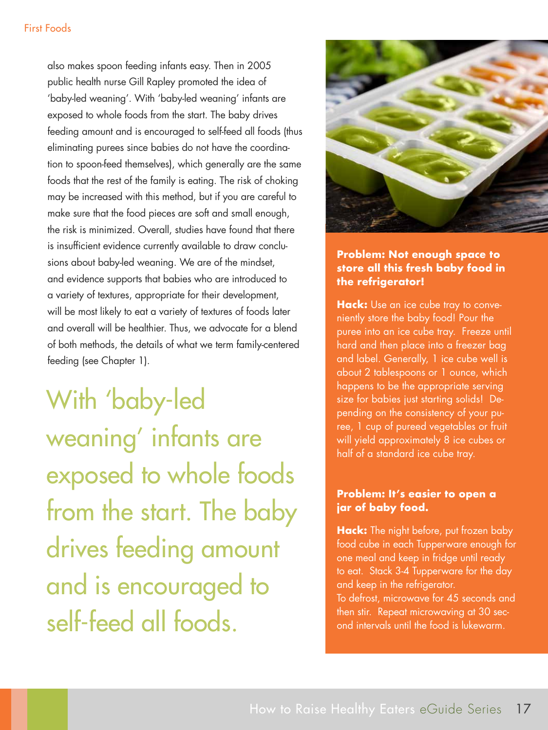also makes spoon feeding infants easy. Then in 2005 public health nurse Gill Rapley promoted the idea of 'baby-led weaning'. With 'baby-led weaning' infants are exposed to whole foods from the start. The baby drives feeding amount and is encouraged to self-feed all foods (thus eliminating purees since babies do not have the coordination to spoon-feed themselves), which generally are the same foods that the rest of the family is eating. The risk of choking may be increased with this method, but if you are careful to make sure that the food pieces are soft and small enough, the risk is minimized. Overall, studies have found that there is insufficient evidence currently available to draw conclusions about baby-led weaning. We are of the mindset, and evidence supports that babies who are introduced to a variety of textures, appropriate for their development, will be most likely to eat a variety of textures of foods later and overall will be healthier. Thus, we advocate for a blend of both methods, the details of what we term family-centered feeding (see Chapter 1).

> With 'baby-led weaning' infants are exposed to whole foods from the start. The baby drives feeding amount and is encouraged to self-feed all foods.

**Problem: Not enough space to store all this fresh baby food in the refrigerator!**

**Hack:** Use an ice cube tray to conveniently store the baby food! Pour the puree into an ice cube tray. Freeze until hard and then place into a freezer bag and label. Generally, 1 ice cube well is about 2 tablespoons or 1 ounce, which happens to be the appropriate serving size for babies just starting solids! Depending on the consistency of your puree, 1 cup of pureed vegetables or fruit will yield approximately 8 ice cubes or half of a standard ice cube tray.

**Problem: It's easier to open a jar of baby food.**

**Hack:** The night before, put frozen baby food cube in each Tupperware enough for one meal and keep in fridge until ready to eat. Stack 3-4 Tupperware for the day and keep in the refrigerator.
To defrost, microwave for 45 seconds and then stir. Repeat microwaving at 30 second intervals until the food is lukewarm.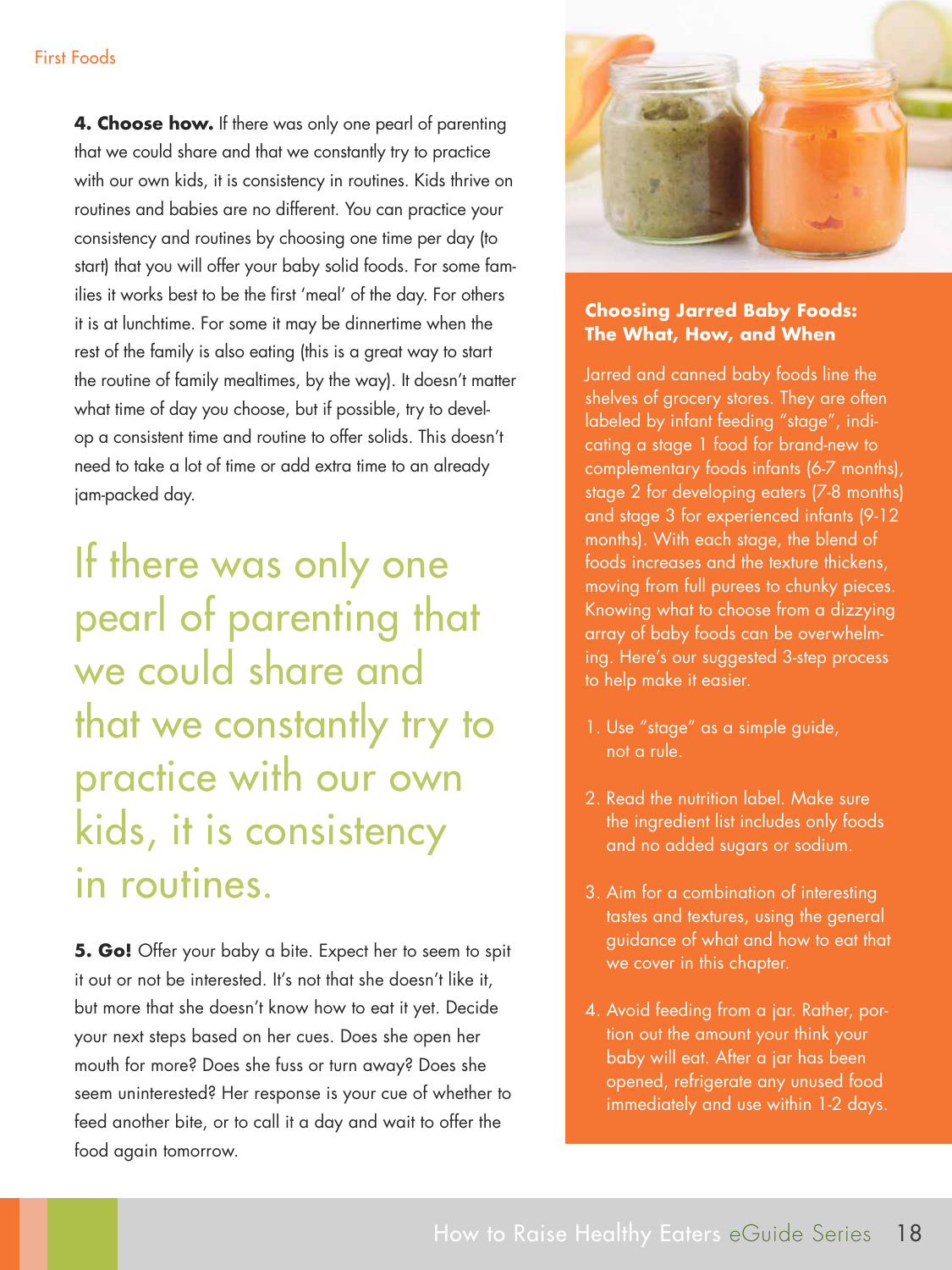**4. Choose how.** If there was only one pearl of parenting that we could share and that we constantly try to practice with our own kids, it is consistency in routines. Kids thrive on routines and babies are no different. You can practice your consistency and routines by choosing one time per day (to start) that you will offer your baby solid foods. For some families it works best to be the first 'meal' of the day. For others it is at lunchtime. For some it may be dinnertime when the rest of the family is also eating (this is a great way to start the routine of family mealtimes, by the way). It doesn't matter what time of day you choose, but if possible, try to develop a consistent time and routine to offer solids. This doesn't need to take a lot of time or add extra time to an already jam-packed day.

> If there was only one pearl of parenting that we could share and that we constantly try to practice with our own kids, it is consistency in routines.

**5. Go!** Offer your baby a bite. Expect her to seem to spit it out or not be interested. It's not that she doesn't like it, but more that she doesn't know how to eat it yet. Decide your next steps based on her cues. Does she open her mouth for more? Does she fuss or turn away? Does she seem uninterested? Her response is your cue of whether to feed another bite, or to call it a day and wait to offer the food again tomorrow.

**Choosing Jarred Baby Foods: The What, How, and When**

Jarred and canned baby foods line the shelves of grocery stores. They are often labeled by infant feeding "stage", indicating a stage 1 food for brand-new to complementary foods infants (6-7 months), stage 2 for developing eaters (7-8 months) and stage 3 for experienced infants (9-12 months). With each stage, the blend of foods increases and the texture thickens, moving from full purees to chunky pieces. Knowing what to choose from a dizzying array of baby foods can be overwhelming. Here's our suggested 3-step process to help make it easier.

1. Use "stage" as a simple guide, not a rule.
2. Read the nutrition label. Make sure the ingredient list includes only foods and no added sugars or sodium.
3. Aim for a combination of interesting tastes and textures, using the general guidance of what and how to eat that we cover in this chapter.
4. Avoid feeding from a jar. Rather, portion out the amount your think your baby will eat. After a jar has been opened, refrigerate any unused food immediately and use within 1-2 days.